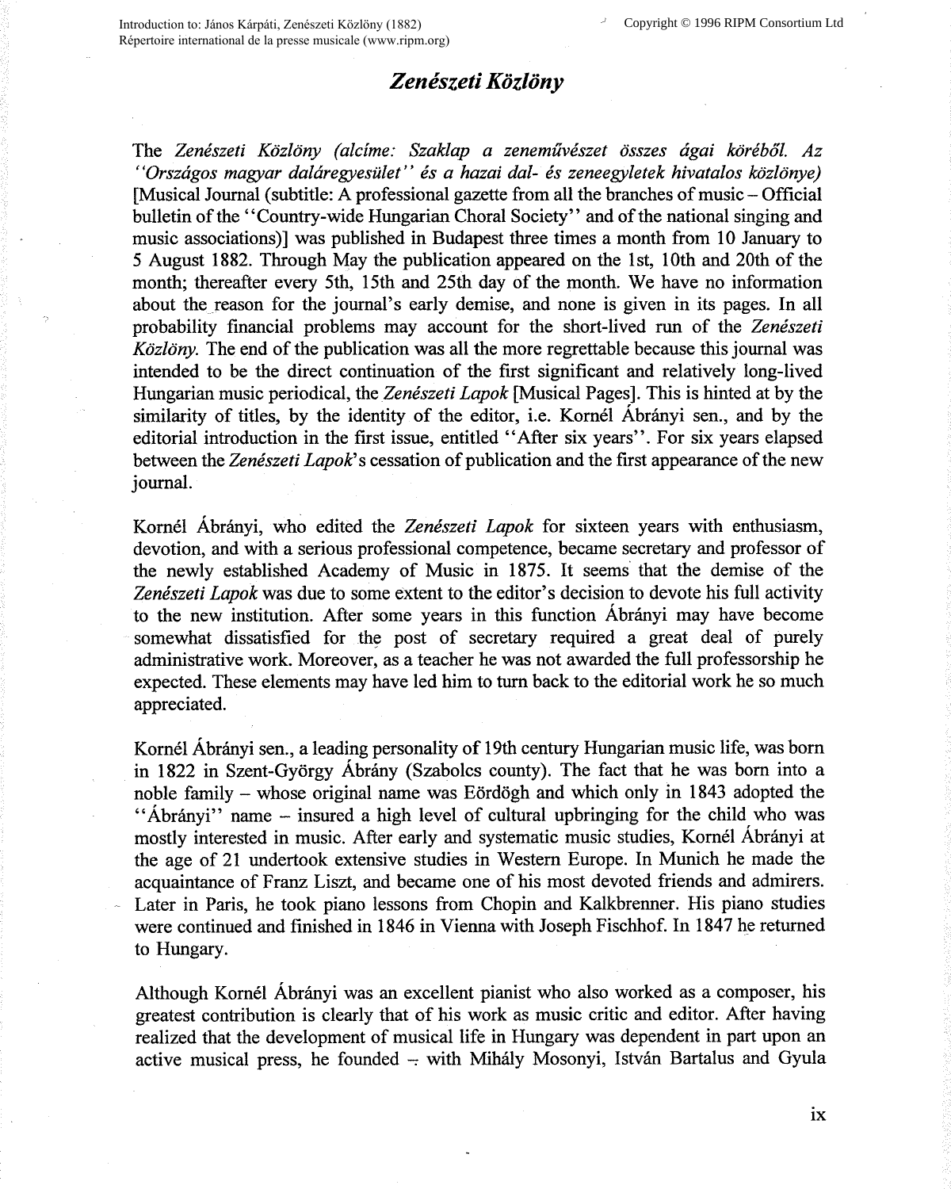# *Zenészeti Közlöny*

The *Zenészeti Közlöny (alcíme: Szaklap a zeneművészet összes ágai köréből. Az ''Országos magyar daláregyesület'' és a hazai dal- és zeneegyletek hivatalos közlönye)* [Musical Journal (subtitle: A professional gazette from all the branches of music – Official bulletin of the ''Country-wide Hungarian Choral Society'' and of the national singing and music associations)] was published in Budapest three times a month from 10 January to 5 August 1882. Through May the publication appeared on the 1st, 10th and 20th of the month; thereafter every 5th, 15th and 25th day of the month. We have no information about the reason for the journal's early demise, and none is given in its pages. In all probability financial problems may account for the short-lived run of the *Zenészeti Közlöny*. The end of the publication was all the more regrettable because this journal was intended to be the direct continuation of the first significant and relatively long-lived Hungarian music periodical, the *Zenészeti Lapok* [Musical Pages]. This is hinted at by the similarity of titles, by the identity of the editor, i.e. Kornél Ábrányi sen., and by the editorial introduction in the first issue, entitled ''After six years''. For six years elapsed between the *Zenészeti Lapok*'s cessation of publication and the first appearance of the new journal.

Kornél Ábrányi, who edited the *Zenészeti Lapok* for sixteen years with enthusiasm, devotion, and with a serious professional competence, became secretary and professor of the newly established Academy of Music in 1875. It seems that the demise of the *Zenészeti Lapok* was due to some extent to the editor's decision to devote his full activity to the new institution. After some years in this function Ábrányi may have become somewhat dissatisfied for the post of secretary required a great deal of purely administrative work. Moreover, as a teacher he was not awarded the full professorship he expected. These elements may have led him to turn back to the editorial work he so much appreciated.

Kornél Ábrányi sen., a leading personality of 19th century Hungarian music life, was born in 1822 in Szent-György Ábrány (Szabolcs county). The fact that he was born into a noble family – whose original name was Eördögh and which only in 1843 adopted the ''Ábrányi'' name – insured a high level of cultural upbringing for the child who was mostly interested in music. After early and systematic music studies, Kornél Ábrányi at the age of 21 undertook extensive studies in Western Europe. In Munich he made the acquaintance of Franz Liszt, and became one of his most devoted friends and admirers. Later in Paris, he took piano lessons from Chopin and Kalkbrenner. His piano studies were continued and finished in 1846 in Vienna with Joseph Fischhof. In 1847 he returned to Hungary.

Although Kornél Ábrányi was an excellent pianist who also worked as a composer, his greatest contribution is clearly that of his work as music critic and editor. After having realized that the development of musical life in Hungary was dependent in part upon an active musical press, he founded – with Mihály Mosonyi, István Bartalus and Gyula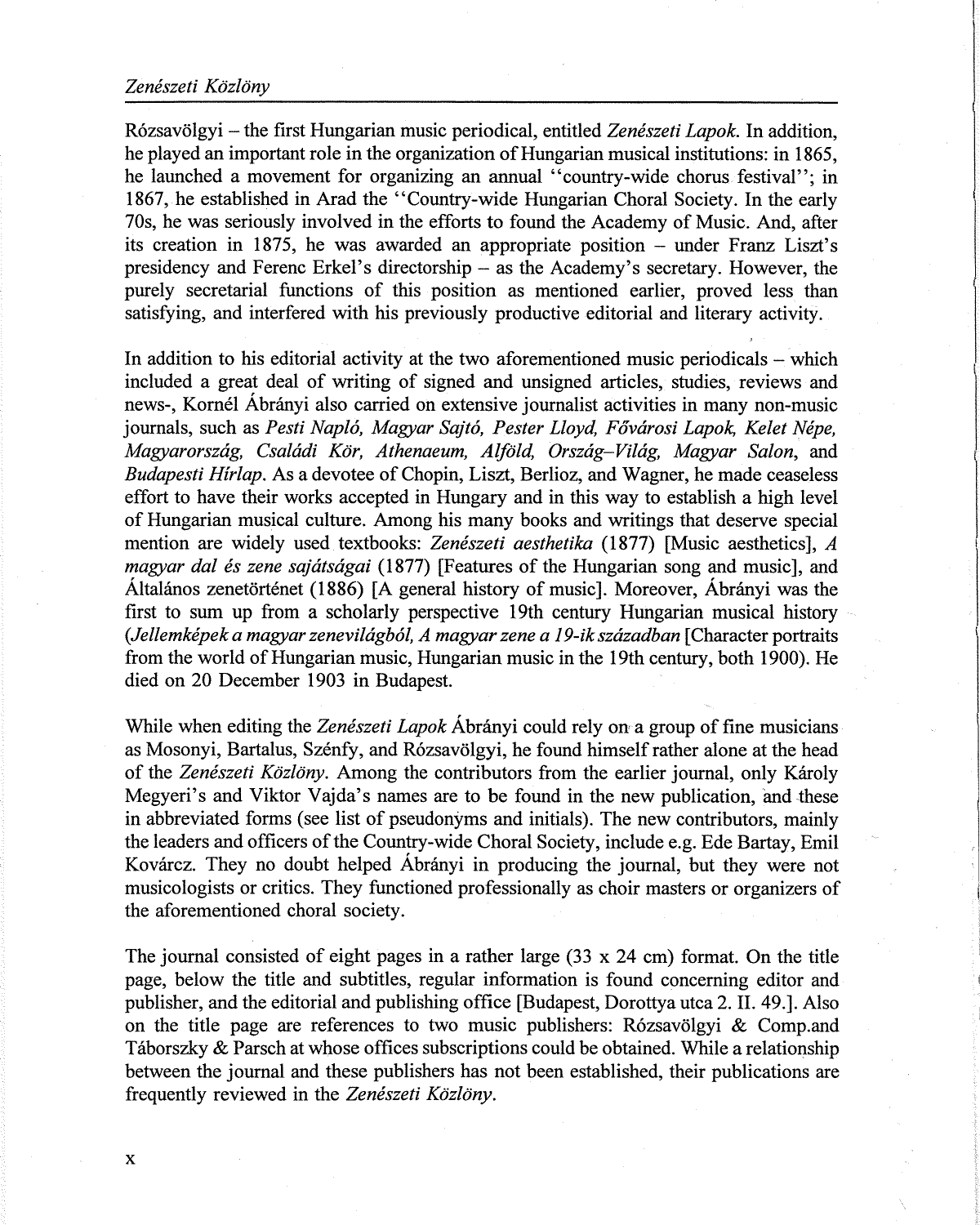Rózsavölgyi – the first Hungarian music periodical, entitled *Zenészeti Lapok*. In addition, he played an important role in the organization of Hungarian musical institutions: in 1865, he launched a movement for organizing an annual "country-wide chorus festival"; in 1867, he established in Arad the "Country-wide Hungarian Choral Society. In the early 70s, he was seriously involved in the efforts to found the Academy of Music. And, after its creation in 1875, he was awarded an appropriate position – under Franz Liszt's presidency and Ferenc Erkel's directorship – as the Academy's secretary. However, the purely secretarial functions of this position as mentioned earlier, proved less than satisfying, and interfered with his previously productive editorial and literary activity.

In addition to his editorial activity at the two aforementioned music periodicals – which included a great deal of writing of signed and unsigned articles, studies, reviews and news-, Kornél Ábrányi also carried on extensive journalist activities in many non-music journals, such as *Pesti Napló, Magyar Sajtó, Pester Lloyd, Fővárosi Lapok, Kelet Népe, Magyarország, Családi Kör, Athenaeum, Alföld, Ország–Világ, Magyar Salon*, and *Budapesti Hírlap*. As a devotee of Chopin, Liszt, Berlioz, and Wagner, he made ceaseless effort to have their works accepted in Hungary and in this way to establish a high level of Hungarian musical culture. Among his many books and writings that deserve special mention are widely used textbooks: *Zenészeti aesthetika* (1877) [Music aesthetics], *A magyar dal és zene sajátságai* (1877) [Features of the Hungarian song and music], and Általános zenetörténet (1886) [A general history of music]. Moreover, Ábrányi was the first to sum up from a scholarly perspective 19th century Hungarian musical history (*Jellemképek a magyar zenevilágból, A magyar zene a 19-ik században* [Character portraits from the world of Hungarian music, Hungarian music in the 19th century, both 1900). He died on 20 December 1903 in Budapest.

While when editing the *Zenészeti Lapok* Ábrányi could rely on a group of fine musicians as Mosonyi, Bartalus, Szénfy, and Rózsavölgyi, he found himself rather alone at the head of the *Zenészeti Közlöny*. Among the contributors from the earlier journal, only Károly Megyeri's and Viktor Vajda's names are to be found in the new publication, and these in abbreviated forms (see list of pseudonyms and initials). The new contributors, mainly the leaders and officers of the Country-wide Choral Society, include e.g. Ede Bartay, Emil Kovárcz. They no doubt helped Ábrányi in producing the journal, but they were not musicologists or critics. They functioned professionally as choir masters or organizers of the aforementioned choral society.

The journal consisted of eight pages in a rather large (33 x 24 cm) format. On the title page, below the title and subtitles, regular information is found concerning editor and publisher, and the editorial and publishing office [Budapest, Dorottya utca 2. II. 49.]. Also on the title page are references to two music publishers: Rózsavölgyi & Comp.and Táborszky & Parsch at whose offices subscriptions could be obtained. While a relationship between the journal and these publishers has not been established, their publications are frequently reviewed in the *Zenészeti Közlöny*.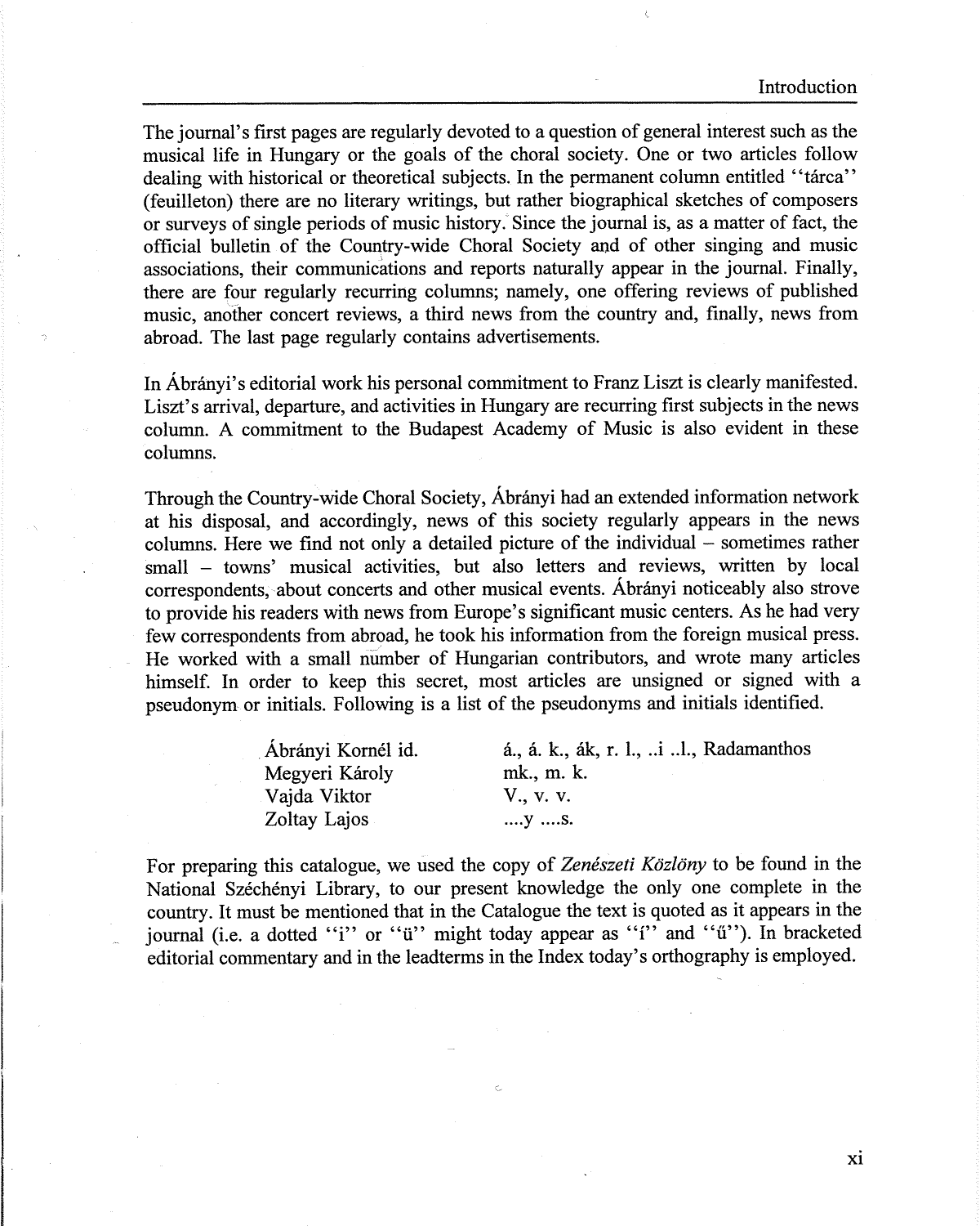The journal's first pages are regularly devoted to a question of general interest such as the musical life in Hungary or the goals of the choral society. One or two articles follow dealing with historical or theoretical subjects. In the permanent column entitled "tárca" (feuilleton) there are no literary writings, but rather biographical sketches of composers or surveys of single periods of music history. Since the journal is, as a matter of fact, the official bulletin of the Country-wide Choral Society and of other singing and music associations, their communications and reports naturally appear in the journal. Finally, there are four regularly recurring columns; namely, one offering reviews of published music, another concert reviews, a third news from the country and, finally, news from abroad. The last page regularly contains advertisements.

In Ábrányi's editorial work his personal commitment to Franz Liszt is clearly manifested. Liszt's arrival, departure, and activities in Hungary are recurring first subjects in the news column. A commitment to the Budapest Academy of Music is also evident in these columns.

Through the Country-wide Choral Society, Ábrányi had an extended information network at his disposal, and accordingly, news of this society regularly appears in the news columns. Here we find not only a detailed picture of the individual – sometimes rather small – towns' musical activities, but also letters and reviews, written by local correspondents, about concerts and other musical events. Ábrányi noticeably also strove to provide his readers with news from Europe's significant music centers. As he had very few correspondents from abroad, he took his information from the foreign musical press. He worked with a small number of Hungarian contributors, and wrote many articles himself. In order to keep this secret, most articles are unsigned or signed with a pseudonym or initials. Following is a list of the pseudonyms and initials identified.

| | |
|---|---|
| Ábrányi Kornél id. | á., á. k., ák, r. l., ..i ..l., Radamanthos |
| Megyeri Károly | mk., m. k. |
| Vajda Viktor | V., v. v. |
| Zoltay Lajos | ....y ....s. |

For preparing this catalogue, we used the copy of *Zenészeti Közlöny* to be found in the National Széchényi Library, to our present knowledge the only one complete in the country. It must be mentioned that in the Catalogue the text is quoted as it appears in the journal (i.e. a dotted "i" or "ü" might today appear as "í" and "ű"). In bracketed editorial commentary and in the leadterms in the Index today's orthography is employed.